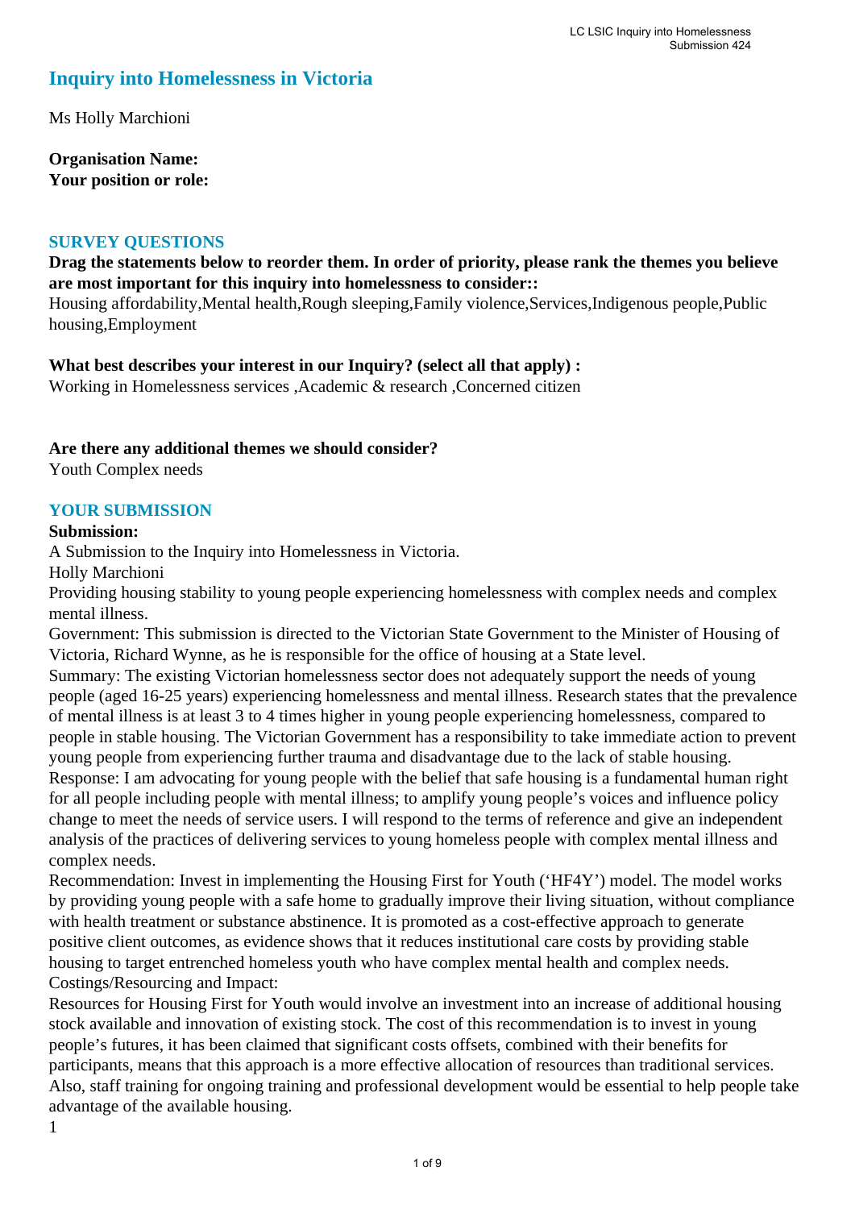## Inquiry into Homelessness in Victoria

Ms Holly Marchioni

**Organisation Name:**
**Your position or role:**

### SURVEY QUESTIONS

**Drag the statements below to reorder them. In order of priority, please rank the themes you believe are most important for this inquiry into homelessness to consider::**
Housing affordability,Mental health,Rough sleeping,Family violence,Services,Indigenous people,Public housing,Employment

**What best describes your interest in our Inquiry? (select all that apply) :**
Working in Homelessness services ,Academic & research ,Concerned citizen

**Are there any additional themes we should consider?**
Youth Complex needs

### YOUR SUBMISSION

**Submission:**
A Submission to the Inquiry into Homelessness in Victoria.
Holly Marchioni
Providing housing stability to young people experiencing homelessness with complex needs and complex mental illness.
Government: This submission is directed to the Victorian State Government to the Minister of Housing of Victoria, Richard Wynne, as he is responsible for the office of housing at a State level.
Summary: The existing Victorian homelessness sector does not adequately support the needs of young people (aged 16-25 years) experiencing homelessness and mental illness. Research states that the prevalence of mental illness is at least 3 to 4 times higher in young people experiencing homelessness, compared to people in stable housing. The Victorian Government has a responsibility to take immediate action to prevent young people from experiencing further trauma and disadvantage due to the lack of stable housing.
Response: I am advocating for young people with the belief that safe housing is a fundamental human right for all people including people with mental illness; to amplify young people's voices and influence policy change to meet the needs of service users. I will respond to the terms of reference and give an independent analysis of the practices of delivering services to young homeless people with complex mental illness and complex needs.
Recommendation: Invest in implementing the Housing First for Youth ('HF4Y') model. The model works by providing young people with a safe home to gradually improve their living situation, without compliance with health treatment or substance abstinence. It is promoted as a cost-effective approach to generate positive client outcomes, as evidence shows that it reduces institutional care costs by providing stable housing to target entrenched homeless youth who have complex mental health and complex needs.
Costings/Resourcing and Impact:
Resources for Housing First for Youth would involve an investment into an increase of additional housing stock available and innovation of existing stock. The cost of this recommendation is to invest in young people's futures, it has been claimed that significant costs offsets, combined with their benefits for participants, means that this approach is a more effective allocation of resources than traditional services. Also, staff training for ongoing training and professional development would be essential to help people take advantage of the available housing.
1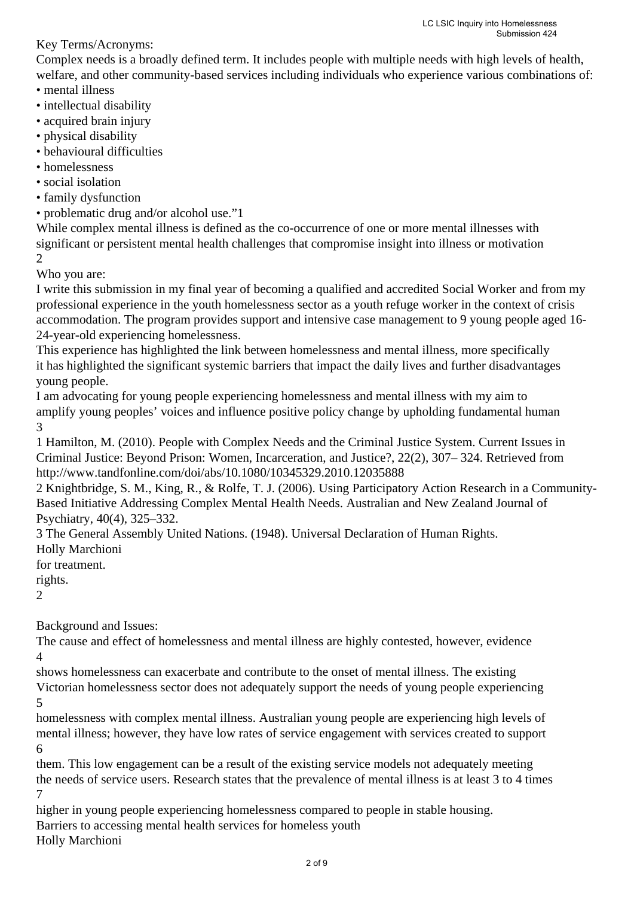Key Terms/Acronyms:

Complex needs is a broadly defined term. It includes people with multiple needs with high levels of health, welfare, and other community-based services including individuals who experience various combinations of:

- mental illness
- intellectual disability
- acquired brain injury
- physical disability
- behavioural difficulties
- homelessness
- social isolation
- family dysfunction
- problematic drug and/or alcohol use."[1]

While complex mental illness is defined as the co-occurrence of one or more mental illnesses with significant or persistent mental health challenges that compromise insight into illness or motivation for treatment.[2]

Who you are:

I write this submission in my final year of becoming a qualified and accredited Social Worker and from my professional experience in the youth homelessness sector as a youth refuge worker in the context of crisis accommodation. The program provides support and intensive case management to 9 young people aged 16-24-year-old experiencing homelessness.

This experience has highlighted the link between homelessness and mental illness, more specifically it has highlighted the significant systemic barriers that impact the daily lives and further disadvantages young people.

I am advocating for young people experiencing homelessness and mental illness with my aim to amplify young peoples' voices and influence positive policy change by upholding fundamental human rights.[3]

[1] Hamilton, M. (2010). People with Complex Needs and the Criminal Justice System. Current Issues in Criminal Justice: Beyond Prison: Women, Incarceration, and Justice?, 22(2), 307– 324. Retrieved from http://www.tandfonline.com/doi/abs/10.1080/10345329.2010.12035888

[2] Knightbridge, S. M., King, R., & Rolfe, T. J. (2006). Using Participatory Action Research in a Community-Based Initiative Addressing Complex Mental Health Needs. Australian and New Zealand Journal of Psychiatry, 40(4), 325–332.

[3] The General Assembly United Nations. (1948). Universal Declaration of Human Rights.

Background and Issues:

The cause and effect of homelessness and mental illness are highly contested, however, evidence[4] shows homelessness can exacerbate and contribute to the onset of mental illness. The existing Victorian homelessness sector does not adequately support the needs of young people experiencing[5] homelessness with complex mental illness. Australian young people are experiencing high levels of mental illness; however, they have low rates of service engagement with services created to support[6] them. This low engagement can be a result of the existing service models not adequately meeting the needs of service users. Research states that the prevalence of mental illness is at least 3 to 4 times[7] higher in young people experiencing homelessness compared to people in stable housing.

Barriers to accessing mental health services for homeless youth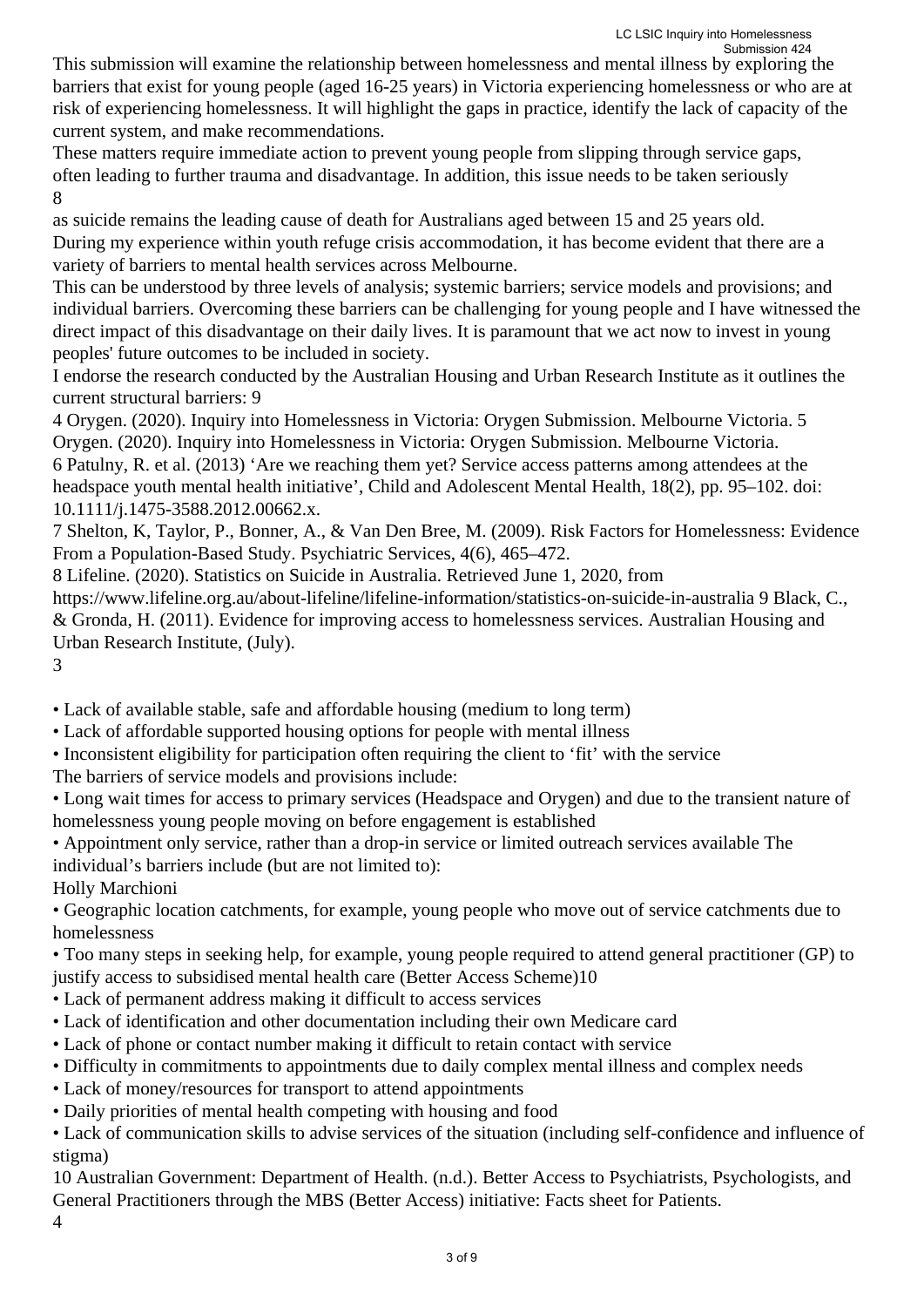This submission will examine the relationship between homelessness and mental illness by exploring the barriers that exist for young people (aged 16-25 years) in Victoria experiencing homelessness or who are at risk of experiencing homelessness. It will highlight the gaps in practice, identify the lack of capacity of the current system, and make recommendations.

These matters require immediate action to prevent young people from slipping through service gaps, often leading to further trauma and disadvantage. In addition, this issue needs to be taken seriously as suicide remains the leading cause of death for Australians aged between 15 and 25 years old.[8]

During my experience within youth refuge crisis accommodation, it has become evident that there are a variety of barriers to mental health services across Melbourne.

This can be understood by three levels of analysis; systemic barriers; service models and provisions; and individual barriers. Overcoming these barriers can be challenging for young people and I have witnessed the direct impact of this disadvantage on their daily lives. It is paramount that we act now to invest in young peoples' future outcomes to be included in society.

I endorse the research conducted by the Australian Housing and Urban Research Institute as it outlines the current structural barriers:[9]

- Lack of available stable, safe and affordable housing (medium to long term)
- Lack of affordable supported housing options for people with mental illness
- Inconsistent eligibility for participation often requiring the client to 'fit' with the service

The barriers of service models and provisions include:

- Long wait times for access to primary services (Headspace and Orygen) and due to the transient nature of homelessness young people moving on before engagement is established
- Appointment only service, rather than a drop-in service or limited outreach services available

The individual's barriers include (but are not limited to):

- Geographic location catchments, for example, young people who move out of service catchments due to homelessness
- Too many steps in seeking help, for example, young people required to attend general practitioner (GP) to justify access to subsidised mental health care (Better Access Scheme)[10]
- Lack of permanent address making it difficult to access services
- Lack of identification and other documentation including their own Medicare card
- Lack of phone or contact number making it difficult to retain contact with service
- Difficulty in commitments to appointments due to daily complex mental illness and complex needs
- Lack of money/resources for transport to attend appointments
- Daily priorities of mental health competing with housing and food
- Lack of communication skills to advise services of the situation (including self-confidence and influence of stigma)

Holly Marchioni

---

4 Orygen. (2020). Inquiry into Homelessness in Victoria: Orygen Submission. Melbourne Victoria.

5 Orygen. (2020). Inquiry into Homelessness in Victoria: Orygen Submission. Melbourne Victoria.

6 Patulny, R. et al. (2013) 'Are we reaching them yet? Service access patterns among attendees at the headspace youth mental health initiative', Child and Adolescent Mental Health, 18(2), pp. 95–102. doi: 10.1111/j.1475-3588.2012.00662.x.

7 Shelton, K, Taylor, P., Bonner, A., & Van Den Bree, M. (2009). Risk Factors for Homelessness: Evidence From a Population-Based Study. Psychiatric Services, 4(6), 465–472.

8 Lifeline. (2020). Statistics on Suicide in Australia. Retrieved June 1, 2020, from https://www.lifeline.org.au/about-lifeline/lifeline-information/statistics-on-suicide-in-australia

9 Black, C., & Gronda, H. (2011). Evidence for improving access to homelessness services. Australian Housing and Urban Research Institute, (July).

10 Australian Government: Department of Health. (n.d.). Better Access to Psychiatrists, Psychologists, and General Practitioners through the MBS (Better Access) initiative: Facts sheet for Patients.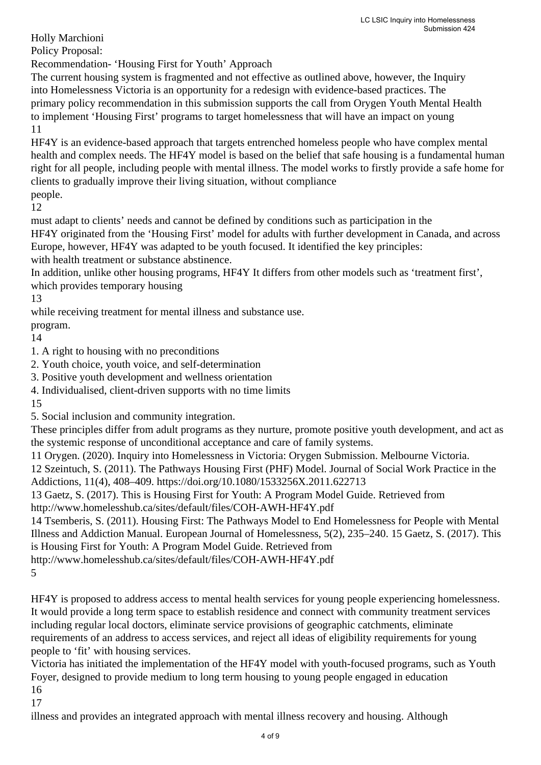Holly Marchioni

Policy Proposal:

Recommendation- 'Housing First for Youth' Approach

The current housing system is fragmented and not effective as outlined above, however, the Inquiry into Homelessness Victoria is an opportunity for a redesign with evidence-based practices. The primary policy recommendation in this submission supports the call from Orygen Youth Mental Health to implement 'Housing First' programs to target homelessness that will have an impact on young

11

HF4Y is an evidence-based approach that targets entrenched homeless people who have complex mental health and complex needs. The HF4Y model is based on the belief that safe housing is a fundamental human right for all people, including people with mental illness. The model works to firstly provide a safe home for clients to gradually improve their living situation, without compliance

people.

12

must adapt to clients' needs and cannot be defined by conditions such as participation in the

HF4Y originated from the 'Housing First' model for adults with further development in Canada, and across Europe, however, HF4Y was adapted to be youth focused. It identified the key principles:

with health treatment or substance abstinence.

In addition, unlike other housing programs, HF4Y It differs from other models such as 'treatment first', which provides temporary housing

13

while receiving treatment for mental illness and substance use.

program.

14

1. A right to housing with no preconditions
2. Youth choice, youth voice, and self-determination
3. Positive youth development and wellness orientation
4. Individualised, client-driven supports with no time limits

15

5. Social inclusion and community integration.

These principles differ from adult programs as they nurture, promote positive youth development, and act as the systemic response of unconditional acceptance and care of family systems.

11 Orygen. (2020). Inquiry into Homelessness in Victoria: Orygen Submission. Melbourne Victoria.

12 Szeintuch, S. (2011). The Pathways Housing First (PHF) Model. Journal of Social Work Practice in the Addictions, 11(4), 408–409. https://doi.org/10.1080/1533256X.2011.622713

13 Gaetz, S. (2017). This is Housing First for Youth: A Program Model Guide. Retrieved from http://www.homelesshub.ca/sites/default/files/COH-AWH-HF4Y.pdf

14 Tsemberis, S. (2011). Housing First: The Pathways Model to End Homelessness for People with Mental Illness and Addiction Manual. European Journal of Homelessness, 5(2), 235–240. 15 Gaetz, S. (2017). This is Housing First for Youth: A Program Model Guide. Retrieved from http://www.homelesshub.ca/sites/default/files/COH-AWH-HF4Y.pdf

5

HF4Y is proposed to address access to mental health services for young people experiencing homelessness. It would provide a long term space to establish residence and connect with community treatment services including regular local doctors, eliminate service provisions of geographic catchments, eliminate requirements of an address to access services, and reject all ideas of eligibility requirements for young people to 'fit' with housing services.

Victoria has initiated the implementation of the HF4Y model with youth-focused programs, such as Youth Foyer, designed to provide medium to long term housing to young people engaged in education

16

17

illness and provides an integrated approach with mental illness recovery and housing. Although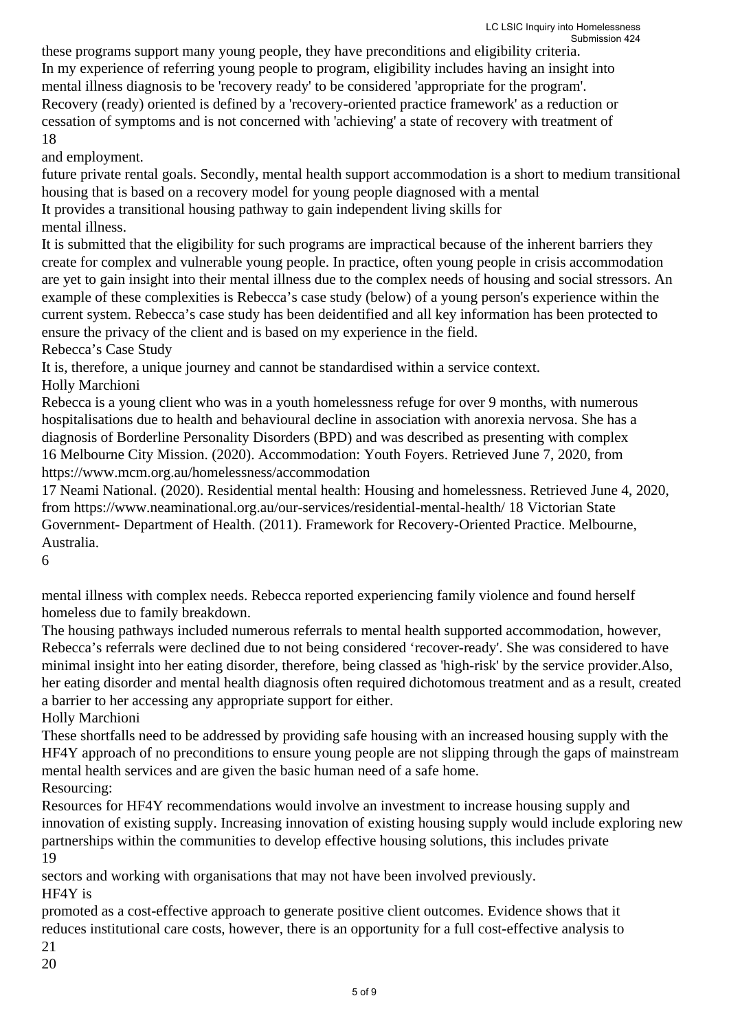these programs support many young people, they have preconditions and eligibility criteria. In my experience of referring young people to program, eligibility includes having an insight into mental illness diagnosis to be 'recovery ready' to be considered 'appropriate for the program'. Recovery (ready) oriented is defined by a 'recovery-oriented practice framework' as a reduction or cessation of symptoms and is not concerned with 'achieving' a state of recovery with treatment of

18

and employment.

future private rental goals. Secondly, mental health support accommodation is a short to medium transitional housing that is based on a recovery model for young people diagnosed with a mental

It provides a transitional housing pathway to gain independent living skills for

mental illness.

It is submitted that the eligibility for such programs are impractical because of the inherent barriers they create for complex and vulnerable young people. In practice, often young people in crisis accommodation are yet to gain insight into their mental illness due to the complex needs of housing and social stressors. An example of these complexities is Rebecca's case study (below) of a young person's experience within the current system. Rebecca's case study has been deidentified and all key information has been protected to ensure the privacy of the client and is based on my experience in the field.

Rebecca's Case Study

It is, therefore, a unique journey and cannot be standardised within a service context.

Holly Marchioni

Rebecca is a young client who was in a youth homelessness refuge for over 9 months, with numerous hospitalisations due to health and behavioural decline in association with anorexia nervosa. She has a diagnosis of Borderline Personality Disorders (BPD) and was described as presenting with complex

16 Melbourne City Mission. (2020). Accommodation: Youth Foyers. Retrieved June 7, 2020, from https://www.mcm.org.au/homelessness/accommodation

17 Neami National. (2020). Residential mental health: Housing and homelessness. Retrieved June 4, 2020, from https://www.neaminational.org.au/our-services/residential-mental-health/ 18 Victorian State Government- Department of Health. (2011). Framework for Recovery-Oriented Practice. Melbourne, Australia.

6

mental illness with complex needs. Rebecca reported experiencing family violence and found herself homeless due to family breakdown.

The housing pathways included numerous referrals to mental health supported accommodation, however, Rebecca's referrals were declined due to not being considered 'recover-ready'. She was considered to have minimal insight into her eating disorder, therefore, being classed as 'high-risk' by the service provider.Also, her eating disorder and mental health diagnosis often required dichotomous treatment and as a result, created a barrier to her accessing any appropriate support for either.

Holly Marchioni

These shortfalls need to be addressed by providing safe housing with an increased housing supply with the HF4Y approach of no preconditions to ensure young people are not slipping through the gaps of mainstream mental health services and are given the basic human need of a safe home.

Resourcing:

Resources for HF4Y recommendations would involve an investment to increase housing supply and innovation of existing supply. Increasing innovation of existing housing supply would include exploring new partnerships within the communities to develop effective housing solutions, this includes private

19

sectors and working with organisations that may not have been involved previously.

HF4Y is

promoted as a cost-effective approach to generate positive client outcomes. Evidence shows that it reduces institutional care costs, however, there is an opportunity for a full cost-effective analysis to

21

20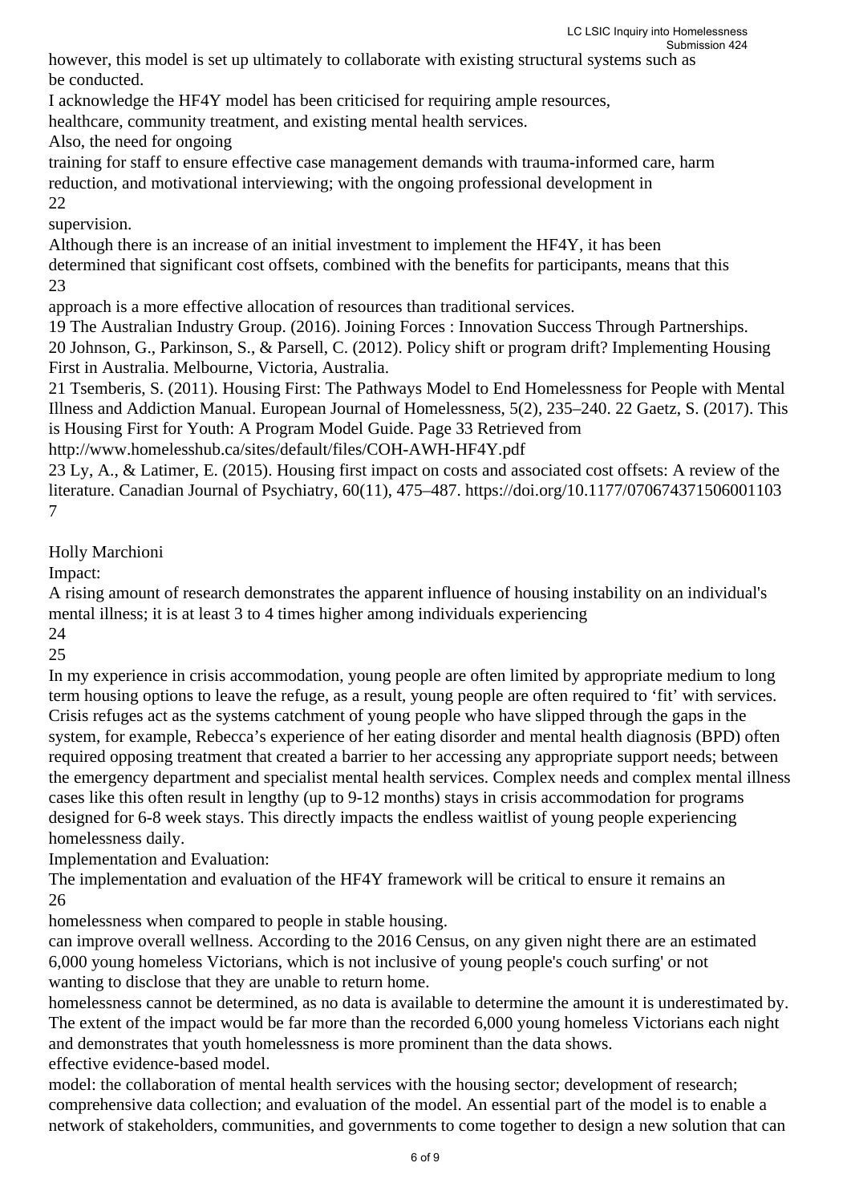however, this model is set up ultimately to collaborate with existing structural systems such as be conducted.

I acknowledge the HF4Y model has been criticised for requiring ample resources, healthcare, community treatment, and existing mental health services.

Also, the need for ongoing training for staff to ensure effective case management demands with trauma-informed care, harm reduction, and motivational interviewing; with the ongoing professional development in [22] supervision.

Although there is an increase of an initial investment to implement the HF4Y, it has been determined that significant cost offsets, combined with the benefits for participants, means that this [23] approach is a more effective allocation of resources than traditional services.

19 The Australian Industry Group. (2016). Joining Forces : Innovation Success Through Partnerships.

20 Johnson, G., Parkinson, S., & Parsell, C. (2012). Policy shift or program drift? Implementing Housing First in Australia. Melbourne, Victoria, Australia.

21 Tsemberis, S. (2011). Housing First: The Pathways Model to End Homelessness for People with Mental Illness and Addiction Manual. European Journal of Homelessness, 5(2), 235–240. 22 Gaetz, S. (2017). This is Housing First for Youth: A Program Model Guide. Page 33 Retrieved from http://www.homelesshub.ca/sites/default/files/COH-AWH-HF4Y.pdf

23 Ly, A., & Latimer, E. (2015). Housing first impact on costs and associated cost offsets: A review of the literature. Canadian Journal of Psychiatry, 60(11), 475–487. https://doi.org/10.1177/070674371506001103

7

Holly Marchioni

Impact:

A rising amount of research demonstrates the apparent influence of housing instability on an individual's mental illness; it is at least 3 to 4 times higher among individuals experiencing [24] [25]

In my experience in crisis accommodation, young people are often limited by appropriate medium to long term housing options to leave the refuge, as a result, young people are often required to 'fit' with services. Crisis refuges act as the systems catchment of young people who have slipped through the gaps in the system, for example, Rebecca's experience of her eating disorder and mental health diagnosis (BPD) often required opposing treatment that created a barrier to her accessing any appropriate support needs; between the emergency department and specialist mental health services. Complex needs and complex mental illness cases like this often result in lengthy (up to 9-12 months) stays in crisis accommodation for programs designed for 6-8 week stays. This directly impacts the endless waitlist of young people experiencing homelessness daily.

Implementation and Evaluation:

The implementation and evaluation of the HF4Y framework will be critical to ensure it remains an [26]

homelessness when compared to people in stable housing.

can improve overall wellness. According to the 2016 Census, on any given night there are an estimated 6,000 young homeless Victorians, which is not inclusive of young people's couch surfing' or not wanting to disclose that they are unable to return home.

homelessness cannot be determined, as no data is available to determine the amount it is underestimated by. The extent of the impact would be far more than the recorded 6,000 young homeless Victorians each night and demonstrates that youth homelessness is more prominent than the data shows.

effective evidence-based model.

model: the collaboration of mental health services with the housing sector; development of research; comprehensive data collection; and evaluation of the model. An essential part of the model is to enable a network of stakeholders, communities, and governments to come together to design a new solution that can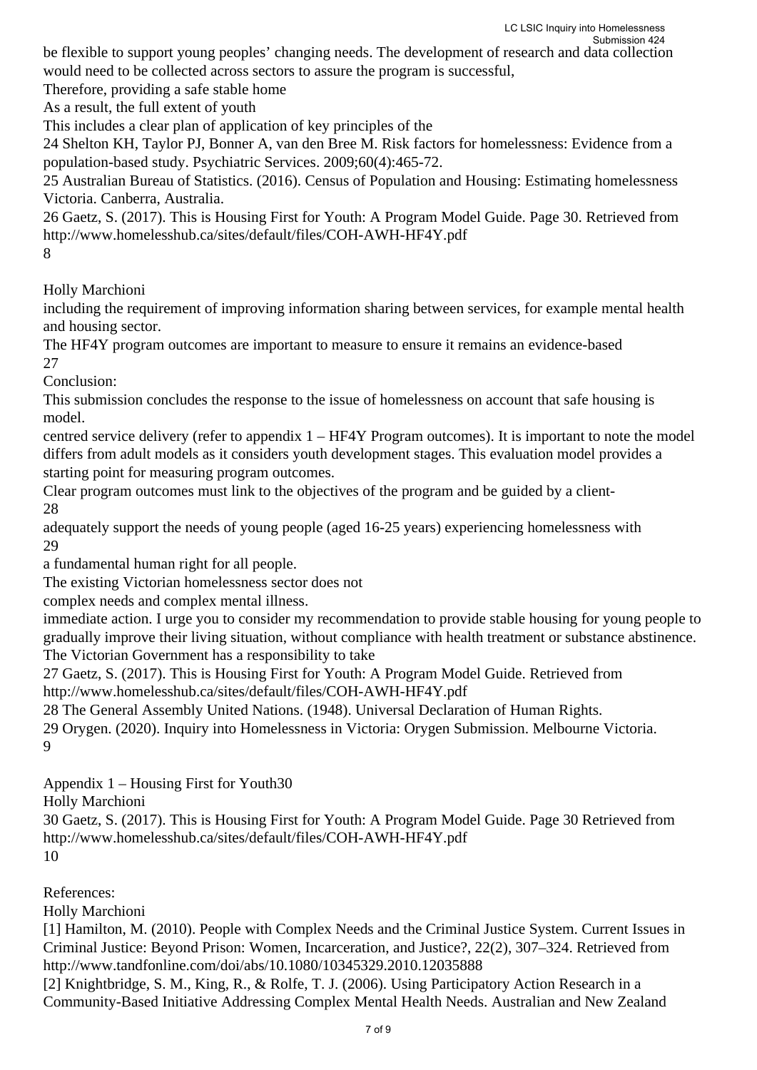be flexible to support young peoples' changing needs. The development of research and data collection would need to be collected across sectors to assure the program is successful,

Therefore, providing a safe stable home

As a result, the full extent of youth

This includes a clear plan of application of key principles of the

24 Shelton KH, Taylor PJ, Bonner A, van den Bree M. Risk factors for homelessness: Evidence from a population-based study. Psychiatric Services. 2009;60(4):465-72.

25 Australian Bureau of Statistics. (2016). Census of Population and Housing: Estimating homelessness Victoria. Canberra, Australia.

26 Gaetz, S. (2017). This is Housing First for Youth: A Program Model Guide. Page 30. Retrieved from http://www.homelesshub.ca/sites/default/files/COH-AWH-HF4Y.pdf

8

Holly Marchioni

including the requirement of improving information sharing between services, for example mental health and housing sector.

The HF4Y program outcomes are important to measure to ensure it remains an evidence-based

27

Conclusion:

This submission concludes the response to the issue of homelessness on account that safe housing is model.

centred service delivery (refer to appendix 1 – HF4Y Program outcomes). It is important to note the model differs from adult models as it considers youth development stages. This evaluation model provides a starting point for measuring program outcomes.

Clear program outcomes must link to the objectives of the program and be guided by a client-

28

adequately support the needs of young people (aged 16-25 years) experiencing homelessness with

29

a fundamental human right for all people.

The existing Victorian homelessness sector does not

complex needs and complex mental illness.

immediate action. I urge you to consider my recommendation to provide stable housing for young people to gradually improve their living situation, without compliance with health treatment or substance abstinence.

The Victorian Government has a responsibility to take

27 Gaetz, S. (2017). This is Housing First for Youth: A Program Model Guide. Retrieved from http://www.homelesshub.ca/sites/default/files/COH-AWH-HF4Y.pdf

28 The General Assembly United Nations. (1948). Universal Declaration of Human Rights.

29 Orygen. (2020). Inquiry into Homelessness in Victoria: Orygen Submission. Melbourne Victoria.

9

Appendix 1 – Housing First for Youth30

Holly Marchioni

30 Gaetz, S. (2017). This is Housing First for Youth: A Program Model Guide. Page 30 Retrieved from http://www.homelesshub.ca/sites/default/files/COH-AWH-HF4Y.pdf

10

References:

Holly Marchioni

[1] Hamilton, M. (2010). People with Complex Needs and the Criminal Justice System. Current Issues in Criminal Justice: Beyond Prison: Women, Incarceration, and Justice?, 22(2), 307–324. Retrieved from http://www.tandfonline.com/doi/abs/10.1080/10345329.2010.12035888

[2] Knightbridge, S. M., King, R., & Rolfe, T. J. (2006). Using Participatory Action Research in a Community-Based Initiative Addressing Complex Mental Health Needs. Australian and New Zealand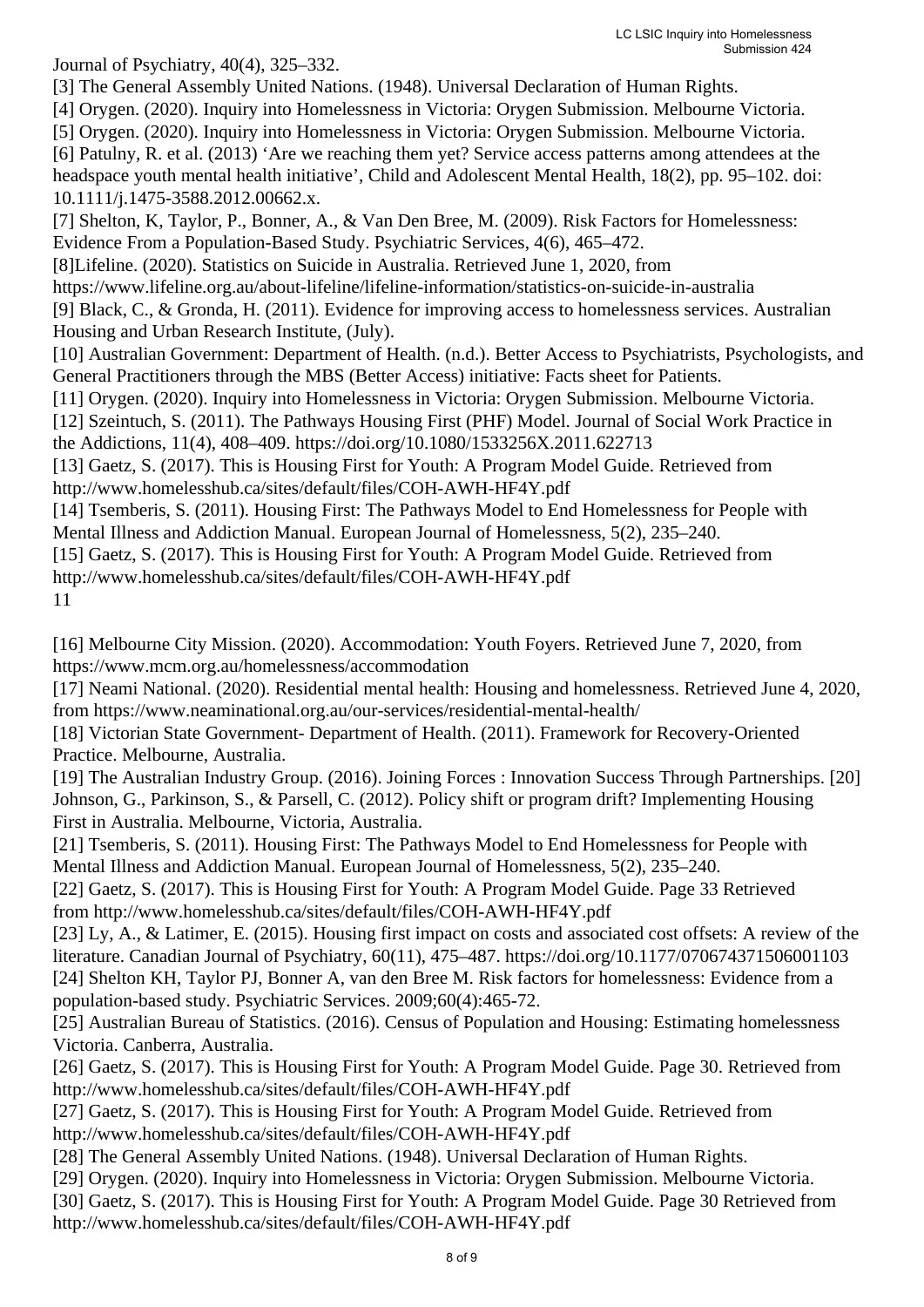Journal of Psychiatry, 40(4), 325–332.

[3] The General Assembly United Nations. (1948). Universal Declaration of Human Rights.

[4] Orygen. (2020). Inquiry into Homelessness in Victoria: Orygen Submission. Melbourne Victoria.

[5] Orygen. (2020). Inquiry into Homelessness in Victoria: Orygen Submission. Melbourne Victoria.

[6] Patulny, R. et al. (2013) 'Are we reaching them yet? Service access patterns among attendees at the headspace youth mental health initiative', Child and Adolescent Mental Health, 18(2), pp. 95–102. doi: 10.1111/j.1475-3588.2012.00662.x.

[7] Shelton, K, Taylor, P., Bonner, A., & Van Den Bree, M. (2009). Risk Factors for Homelessness: Evidence From a Population-Based Study. Psychiatric Services, 4(6), 465–472.

[8]Lifeline. (2020). Statistics on Suicide in Australia. Retrieved June 1, 2020, from https://www.lifeline.org.au/about-lifeline/lifeline-information/statistics-on-suicide-in-australia

[9] Black, C., & Gronda, H. (2011). Evidence for improving access to homelessness services. Australian Housing and Urban Research Institute, (July).

[10] Australian Government: Department of Health. (n.d.). Better Access to Psychiatrists, Psychologists, and General Practitioners through the MBS (Better Access) initiative: Facts sheet for Patients.

[11] Orygen. (2020). Inquiry into Homelessness in Victoria: Orygen Submission. Melbourne Victoria.

[12] Szeintuch, S. (2011). The Pathways Housing First (PHF) Model. Journal of Social Work Practice in the Addictions, 11(4), 408–409. https://doi.org/10.1080/1533256X.2011.622713

[13] Gaetz, S. (2017). This is Housing First for Youth: A Program Model Guide. Retrieved from http://www.homelesshub.ca/sites/default/files/COH-AWH-HF4Y.pdf

[14] Tsemberis, S. (2011). Housing First: The Pathways Model to End Homelessness for People with Mental Illness and Addiction Manual. European Journal of Homelessness, 5(2), 235–240.

[15] Gaetz, S. (2017). This is Housing First for Youth: A Program Model Guide. Retrieved from http://www.homelesshub.ca/sites/default/files/COH-AWH-HF4Y.pdf

11

[16] Melbourne City Mission. (2020). Accommodation: Youth Foyers. Retrieved June 7, 2020, from https://www.mcm.org.au/homelessness/accommodation

[17] Neami National. (2020). Residential mental health: Housing and homelessness. Retrieved June 4, 2020, from https://www.neaminational.org.au/our-services/residential-mental-health/

[18] Victorian State Government- Department of Health. (2011). Framework for Recovery-Oriented Practice. Melbourne, Australia.

[19] The Australian Industry Group. (2016). Joining Forces : Innovation Success Through Partnerships. [20] Johnson, G., Parkinson, S., & Parsell, C. (2012). Policy shift or program drift? Implementing Housing First in Australia. Melbourne, Victoria, Australia.

[21] Tsemberis, S. (2011). Housing First: The Pathways Model to End Homelessness for People with Mental Illness and Addiction Manual. European Journal of Homelessness, 5(2), 235–240.

[22] Gaetz, S. (2017). This is Housing First for Youth: A Program Model Guide. Page 33 Retrieved from http://www.homelesshub.ca/sites/default/files/COH-AWH-HF4Y.pdf

[23] Ly, A., & Latimer, E. (2015). Housing first impact on costs and associated cost offsets: A review of the literature. Canadian Journal of Psychiatry, 60(11), 475–487. https://doi.org/10.1177/070674371506001103

[24] Shelton KH, Taylor PJ, Bonner A, van den Bree M. Risk factors for homelessness: Evidence from a population-based study. Psychiatric Services. 2009;60(4):465-72.

[25] Australian Bureau of Statistics. (2016). Census of Population and Housing: Estimating homelessness Victoria. Canberra, Australia.

[26] Gaetz, S. (2017). This is Housing First for Youth: A Program Model Guide. Page 30. Retrieved from http://www.homelesshub.ca/sites/default/files/COH-AWH-HF4Y.pdf

[27] Gaetz, S. (2017). This is Housing First for Youth: A Program Model Guide. Retrieved from http://www.homelesshub.ca/sites/default/files/COH-AWH-HF4Y.pdf

[28] The General Assembly United Nations. (1948). Universal Declaration of Human Rights.

[29] Orygen. (2020). Inquiry into Homelessness in Victoria: Orygen Submission. Melbourne Victoria.

[30] Gaetz, S. (2017). This is Housing First for Youth: A Program Model Guide. Page 30 Retrieved from http://www.homelesshub.ca/sites/default/files/COH-AWH-HF4Y.pdf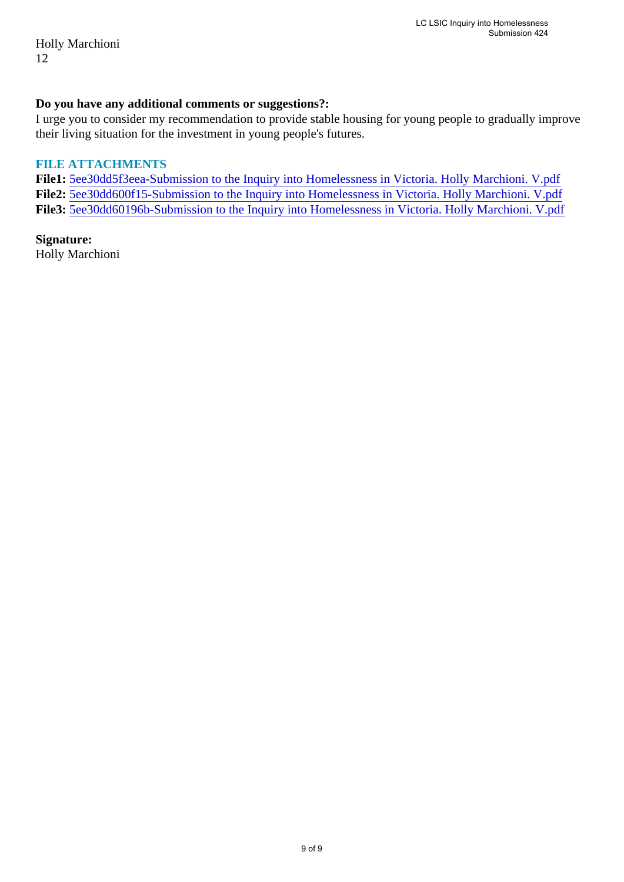Holly Marchioni
12

**Do you have any additional comments or suggestions?:**
I urge you to consider my recommendation to provide stable housing for young people to gradually improve their living situation for the investment in young people's futures.

### FILE ATTACHMENTS

**File1:** 5ee30dd5f3eea-Submission to the Inquiry into Homelessness in Victoria. Holly Marchioni. V.pdf
**File2:** 5ee30dd600f15-Submission to the Inquiry into Homelessness in Victoria. Holly Marchioni. V.pdf
**File3:** 5ee30dd60196b-Submission to the Inquiry into Homelessness in Victoria. Holly Marchioni. V.pdf

**Signature:**
Holly Marchioni